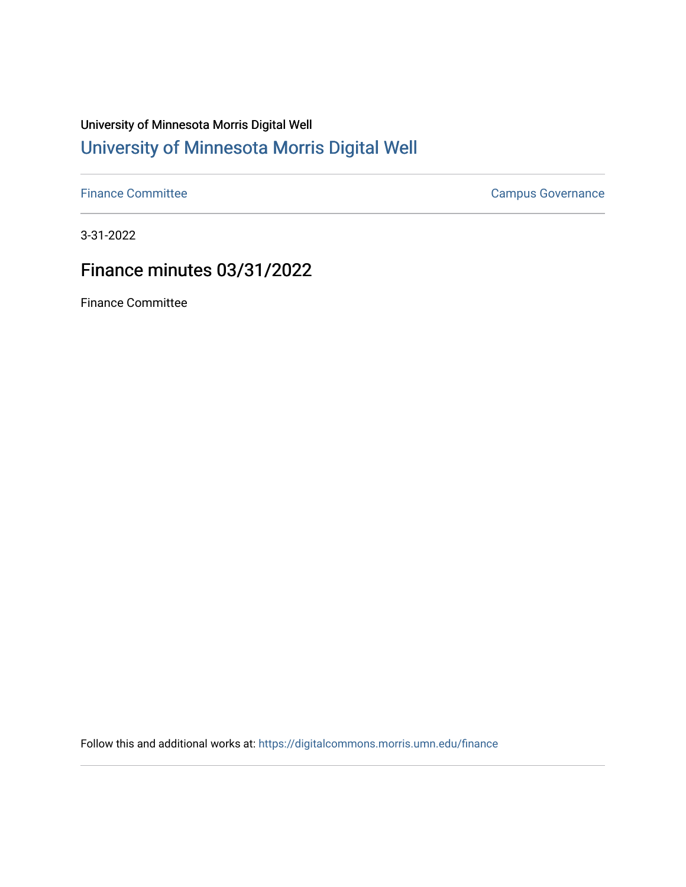University of Minnesota Morris Digital Well

## University of Minnesota Morris Digital Well

Finance Committee | Campus Governance

3-31-2022

# Finance minutes 03/31/2022

Finance Committee

Follow this and additional works at: https://digitalcommons.morris.umn.edu/finance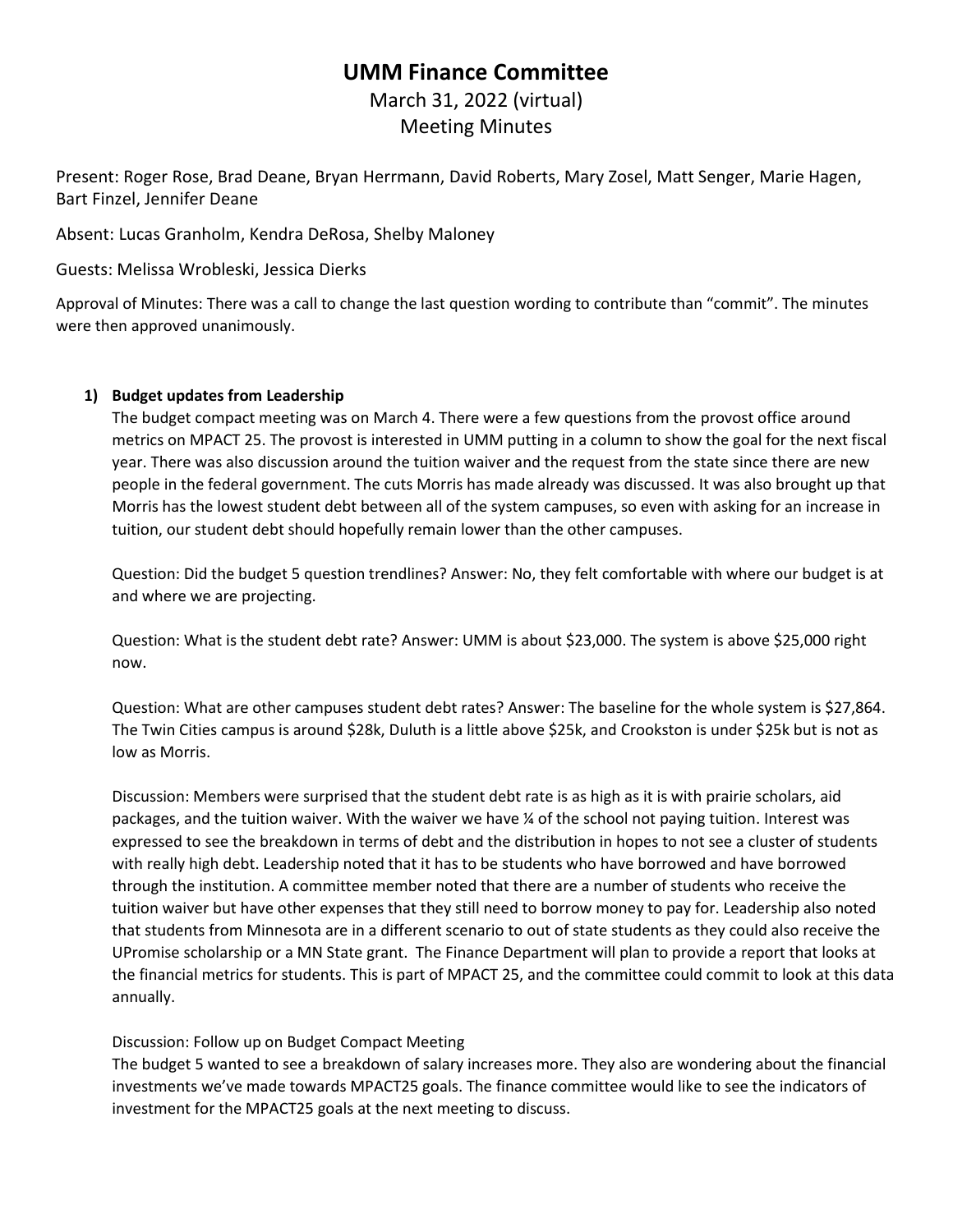# UMM Finance Committee

March 31, 2022 (virtual)
Meeting Minutes

Present: Roger Rose, Brad Deane, Bryan Herrmann, David Roberts, Mary Zosel, Matt Senger, Marie Hagen, Bart Finzel, Jennifer Deane

Absent: Lucas Granholm, Kendra DeRosa, Shelby Maloney

Guests: Melissa Wrobleski, Jessica Dierks

Approval of Minutes: There was a call to change the last question wording to contribute than "commit". The minutes were then approved unanimously.

1) **Budget updates from Leadership**

   The budget compact meeting was on March 4. There were a few questions from the provost office around metrics on MPACT 25. The provost is interested in UMM putting in a column to show the goal for the next fiscal year. There was also discussion around the tuition waiver and the request from the state since there are new people in the federal government. The cuts Morris has made already was discussed. It was also brought up that Morris has the lowest student debt between all of the system campuses, so even with asking for an increase in tuition, our student debt should hopefully remain lower than the other campuses.

   Question: Did the budget 5 question trendlines? Answer: No, they felt comfortable with where our budget is at and where we are projecting.

   Question: What is the student debt rate? Answer: UMM is about $23,000. The system is above $25,000 right now.

   Question: What are other campuses student debt rates? Answer: The baseline for the whole system is $27,864. The Twin Cities campus is around $28k, Duluth is a little above $25k, and Crookston is under $25k but is not as low as Morris.

   Discussion: Members were surprised that the student debt rate is as high as it is with prairie scholars, aid packages, and the tuition waiver. With the waiver we have ¼ of the school not paying tuition. Interest was expressed to see the breakdown in terms of debt and the distribution in hopes to not see a cluster of students with really high debt. Leadership noted that it has to be students who have borrowed and have borrowed through the institution. A committee member noted that there are a number of students who receive the tuition waiver but have other expenses that they still need to borrow money to pay for. Leadership also noted that students from Minnesota are in a different scenario to out of state students as they could also receive the UPromise scholarship or a MN State grant. The Finance Department will plan to provide a report that looks at the financial metrics for students. This is part of MPACT 25, and the committee could commit to look at this data annually.

   Discussion: Follow up on Budget Compact Meeting

   The budget 5 wanted to see a breakdown of salary increases more. They also are wondering about the financial investments we've made towards MPACT25 goals. The finance committee would like to see the indicators of investment for the MPACT25 goals at the next meeting to discuss.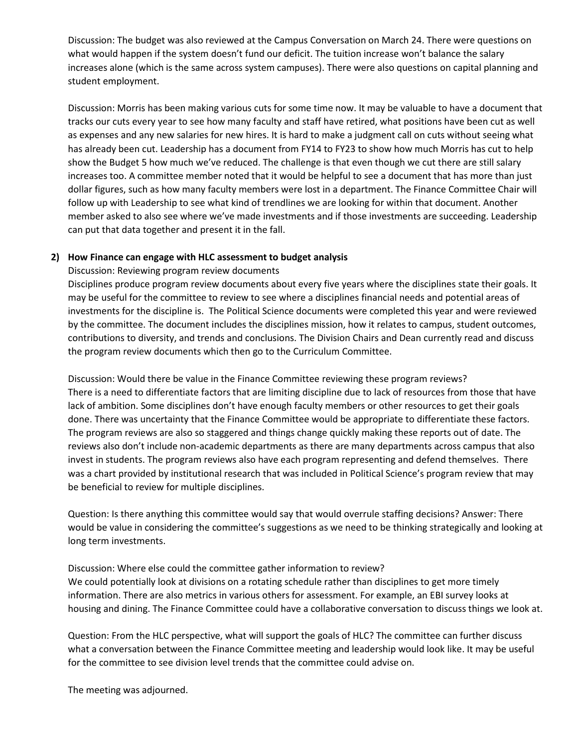Discussion: The budget was also reviewed at the Campus Conversation on March 24. There were questions on what would happen if the system doesn't fund our deficit. The tuition increase won't balance the salary increases alone (which is the same across system campuses). There were also questions on capital planning and student employment.

Discussion: Morris has been making various cuts for some time now. It may be valuable to have a document that tracks our cuts every year to see how many faculty and staff have retired, what positions have been cut as well as expenses and any new salaries for new hires. It is hard to make a judgment call on cuts without seeing what has already been cut. Leadership has a document from FY14 to FY23 to show how much Morris has cut to help show the Budget 5 how much we've reduced. The challenge is that even though we cut there are still salary increases too. A committee member noted that it would be helpful to see a document that has more than just dollar figures, such as how many faculty members were lost in a department. The Finance Committee Chair will follow up with Leadership to see what kind of trendlines we are looking for within that document. Another member asked to also see where we've made investments and if those investments are succeeding. Leadership can put that data together and present it in the fall.

**2) How Finance can engage with HLC assessment to budget analysis**

Discussion: Reviewing program review documents

Disciplines produce program review documents about every five years where the disciplines state their goals. It may be useful for the committee to review to see where a disciplines financial needs and potential areas of investments for the discipline is. The Political Science documents were completed this year and were reviewed by the committee. The document includes the disciplines mission, how it relates to campus, student outcomes, contributions to diversity, and trends and conclusions. The Division Chairs and Dean currently read and discuss the program review documents which then go to the Curriculum Committee.

Discussion: Would there be value in the Finance Committee reviewing these program reviews?

There is a need to differentiate factors that are limiting discipline due to lack of resources from those that have lack of ambition. Some disciplines don't have enough faculty members or other resources to get their goals done. There was uncertainty that the Finance Committee would be appropriate to differentiate these factors. The program reviews are also so staggered and things change quickly making these reports out of date. The reviews also don't include non-academic departments as there are many departments across campus that also invest in students. The program reviews also have each program representing and defend themselves. There was a chart provided by institutional research that was included in Political Science's program review that may be beneficial to review for multiple disciplines.

Question: Is there anything this committee would say that would overrule staffing decisions? Answer: There would be value in considering the committee's suggestions as we need to be thinking strategically and looking at long term investments.

Discussion: Where else could the committee gather information to review?

We could potentially look at divisions on a rotating schedule rather than disciplines to get more timely information. There are also metrics in various others for assessment. For example, an EBI survey looks at housing and dining. The Finance Committee could have a collaborative conversation to discuss things we look at.

Question: From the HLC perspective, what will support the goals of HLC? The committee can further discuss what a conversation between the Finance Committee meeting and leadership would look like. It may be useful for the committee to see division level trends that the committee could advise on.

The meeting was adjourned.